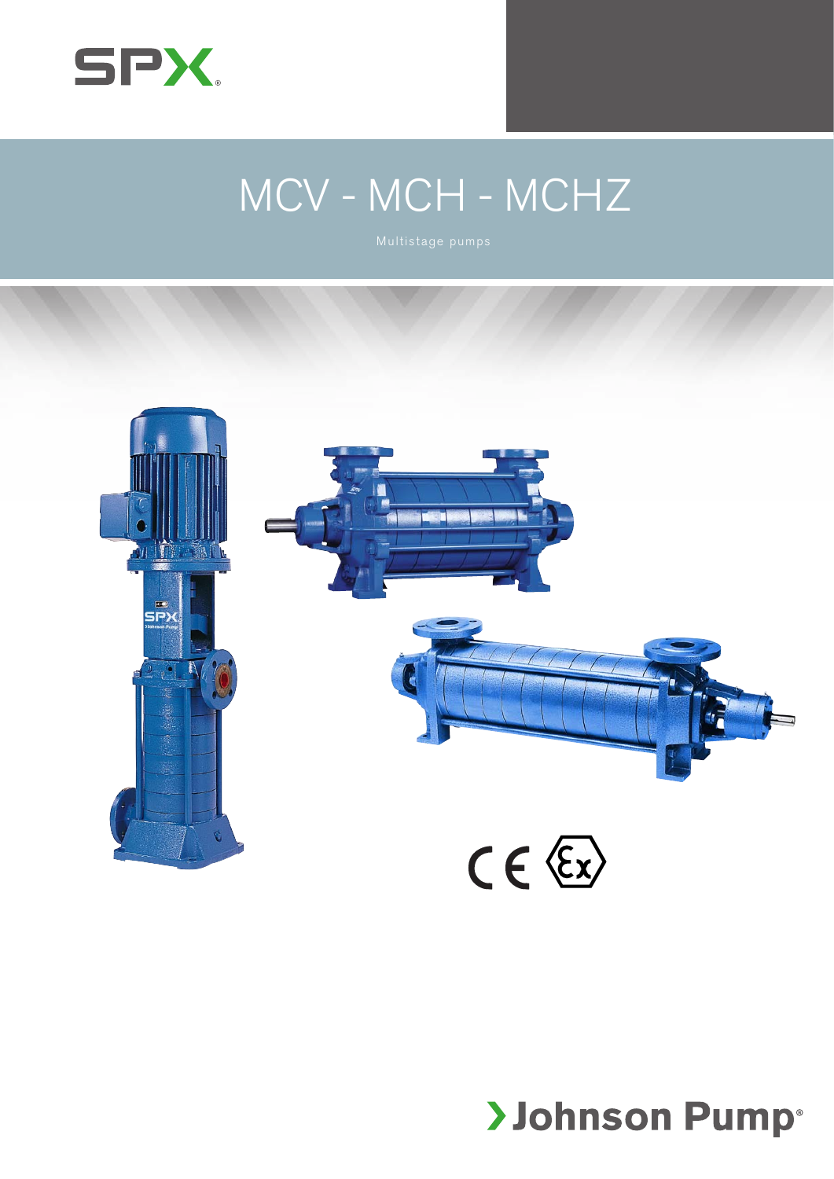SPX

# MCV - MCH - MCHZ

Multistage pumps

CE Ex

Johnson Pump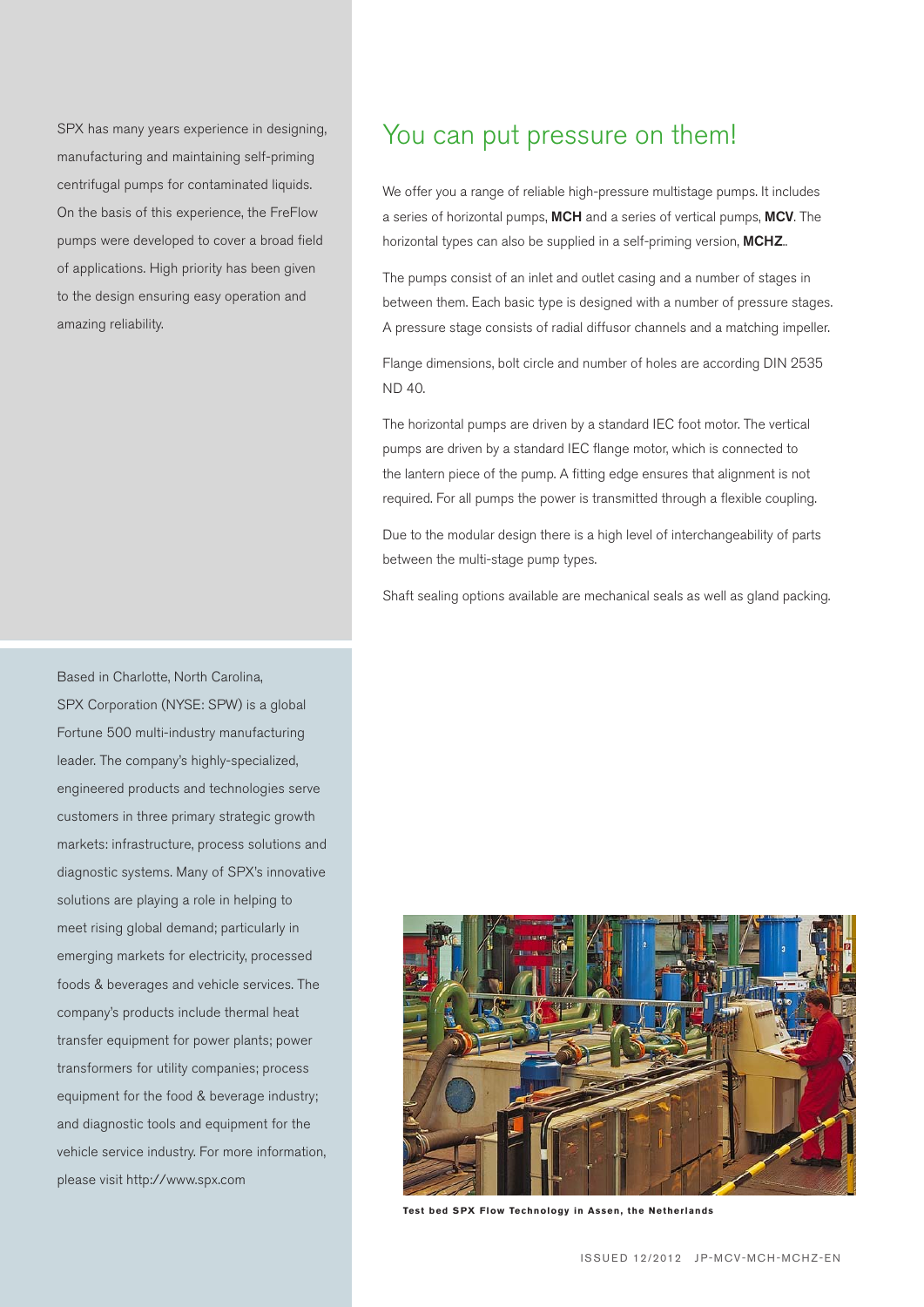SPX has many years experience in designing, manufacturing and maintaining self-priming centrifugal pumps for contaminated liquids. On the basis of this experience, the FreFlow pumps were developed to cover a broad field of applications. High priority has been given to the design ensuring easy operation and amazing reliability.

## You can put pressure on them!

We offer you a range of reliable high-pressure multistage pumps. It includes a series of horizontal pumps, **MCH** and a series of vertical pumps, **MCV**. The horizontal types can also be supplied in a self-priming version, **MCHZ**.

The pumps consist of an inlet and outlet casing and a number of stages in between them. Each basic type is designed with a number of pressure stages. A pressure stage consists of radial diffusor channels and a matching impeller.

Flange dimensions, bolt circle and number of holes are according DIN 2535 ND 40.

The horizontal pumps are driven by a standard IEC foot motor. The vertical pumps are driven by a standard IEC flange motor, which is connected to the lantern piece of the pump. A fitting edge ensures that alignment is not required. For all pumps the power is transmitted through a flexible coupling.

Due to the modular design there is a high level of interchangeability of parts between the multi-stage pump types.

Shaft sealing options available are mechanical seals as well as gland packing.

Based in Charlotte, North Carolina, SPX Corporation (NYSE: SPW) is a global Fortune 500 multi-industry manufacturing leader. The company's highly-specialized, engineered products and technologies serve customers in three primary strategic growth markets: infrastructure, process solutions and diagnostic systems. Many of SPX's innovative solutions are playing a role in helping to meet rising global demand; particularly in emerging markets for electricity, processed foods & beverages and vehicle services. The company's products include thermal heat transfer equipment for power plants; power transformers for utility companies; process equipment for the food & beverage industry; and diagnostic tools and equipment for the vehicle service industry. For more information, please visit http://www.spx.com

**Test bed SPX Flow Technology in Assen, the Netherlands**

ISSUED 12/2012 JP-MCV-MCH-MCHZ-EN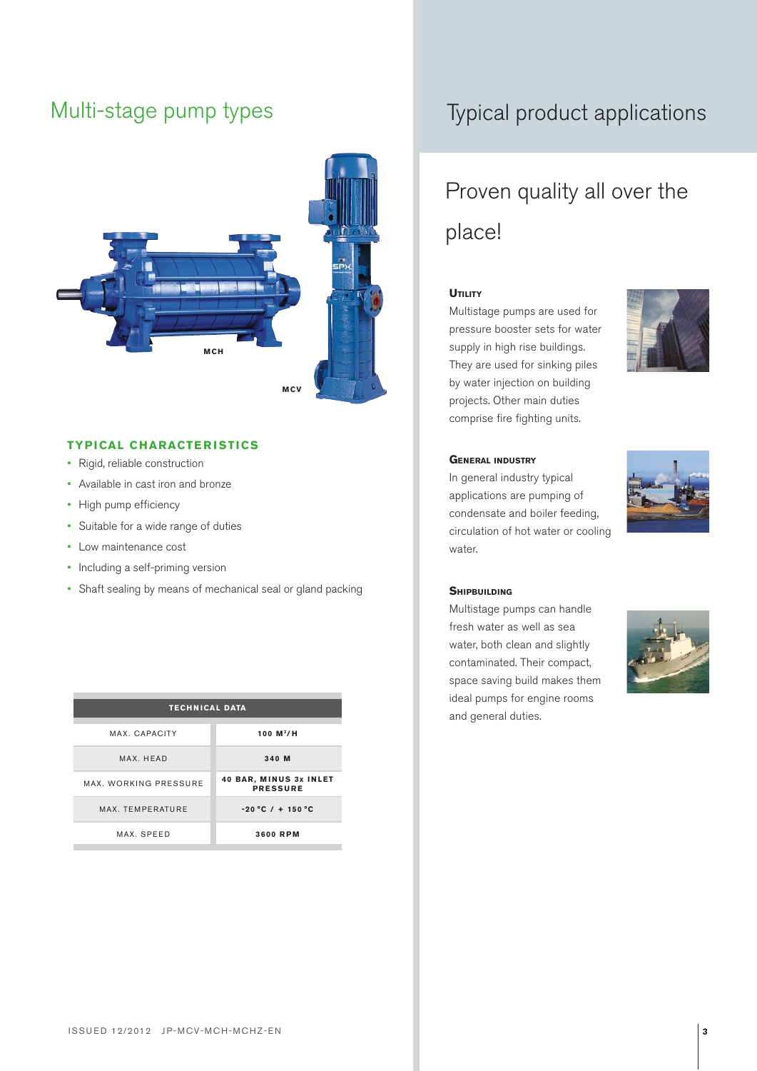# Multi-stage pump types

MCH

MCV

### TYPICAL CHARACTERISTICS

- Rigid, reliable construction
- Available in cast iron and bronze
- High pump efficiency
- Suitable for a wide range of duties
- Low maintenance cost
- Including a self-priming version
- Shaft sealing by means of mechanical seal or gland packing

| TECHNICAL DATA | |
|---|---|
| MAX. CAPACITY | 100 M³/H |
| MAX. HEAD | 340 M |
| MAX. WORKING PRESSURE | 40 BAR, MINUS 3x INLET PRESSURE |
| MAX. TEMPERATURE | -20 °C / + 150 °C |
| MAX. SPEED | 3600 RPM |

ISSUED 12/2012 JP-MCV-MCH-MCHZ-EN

# Typical product applications

## Proven quality all over the place!

### Utility

Multistage pumps are used for pressure booster sets for water supply in high rise buildings. They are used for sinking piles by water injection on building projects. Other main duties comprise fire fighting units.

### General industry

In general industry typical applications are pumping of condensate and boiler feeding, circulation of hot water or cooling water.

### Shipbuilding

Multistage pumps can handle fresh water as well as sea water, both clean and slightly contaminated. Their compact, space saving build makes them ideal pumps for engine rooms and general duties.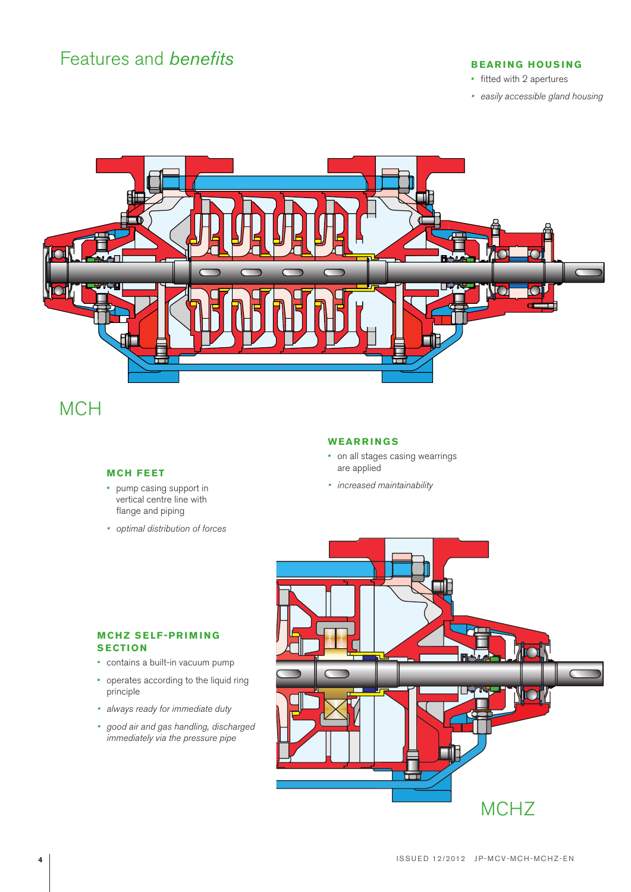# Features and *benefits*

### BEARING HOUSING

- fitted with 2 apertures
- *easily accessible gland housing*

## MCH

### WEARRINGS

- on all stages casing wearrings are applied
- *increased maintainability*

### MCH FEET

- pump casing support in vertical centre line with flange and piping
- *optimal distribution of forces*

### MCHZ SELF-PRIMING SECTION

- contains a built-in vacuum pump
- operates according to the liquid ring principle
- *always ready for immediate duty*
- *good air and gas handling, discharged immediately via the pressure pipe*

## MCHZ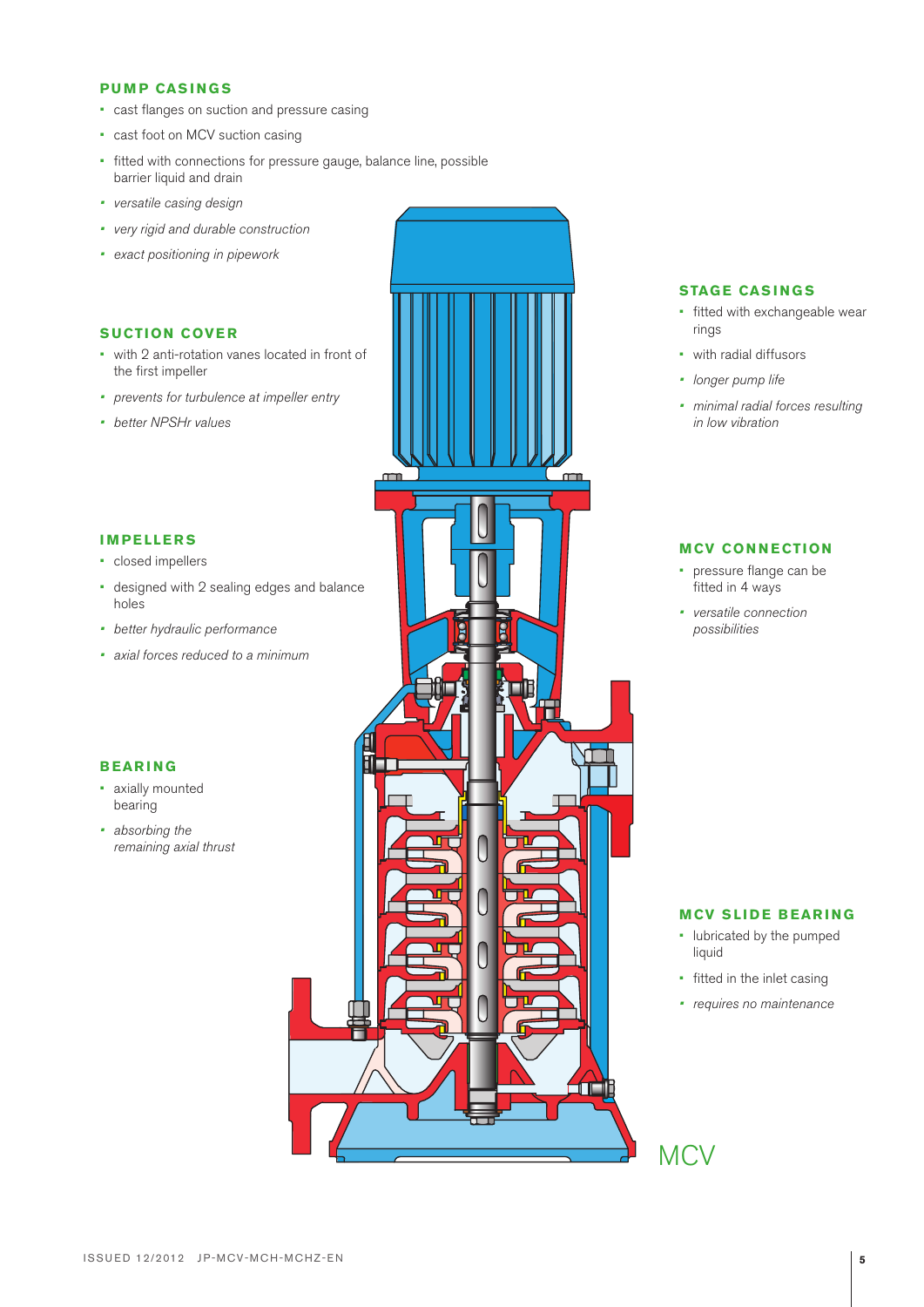## PUMP CASINGS

- cast flanges on suction and pressure casing
- cast foot on MCV suction casing
- fitted with connections for pressure gauge, balance line, possible barrier liquid and drain
- *versatile casing design*
- *very rigid and durable construction*
- *exact positioning in pipework*

## SUCTION COVER

- with 2 anti-rotation vanes located in front of the first impeller
- *prevents for turbulence at impeller entry*
- *better NPSHr values*

## IMPELLERS

- closed impellers
- designed with 2 sealing edges and balance holes
- *better hydraulic performance*
- *axial forces reduced to a minimum*

## BEARING

- axially mounted bearing
- *absorbing the remaining axial thrust*

## STAGE CASINGS

- fitted with exchangeable wear rings
- with radial diffusors
- *longer pump life*
- *minimal radial forces resulting in low vibration*

## MCV CONNECTION

- pressure flange can be fitted in 4 ways
- *versatile connection possibilities*

## MCV SLIDE BEARING

- lubricated by the pumped liquid
- fitted in the inlet casing
- *requires no maintenance*

MCV

ISSUED 12/2012 JP-MCV-MCH-MCHZ-EN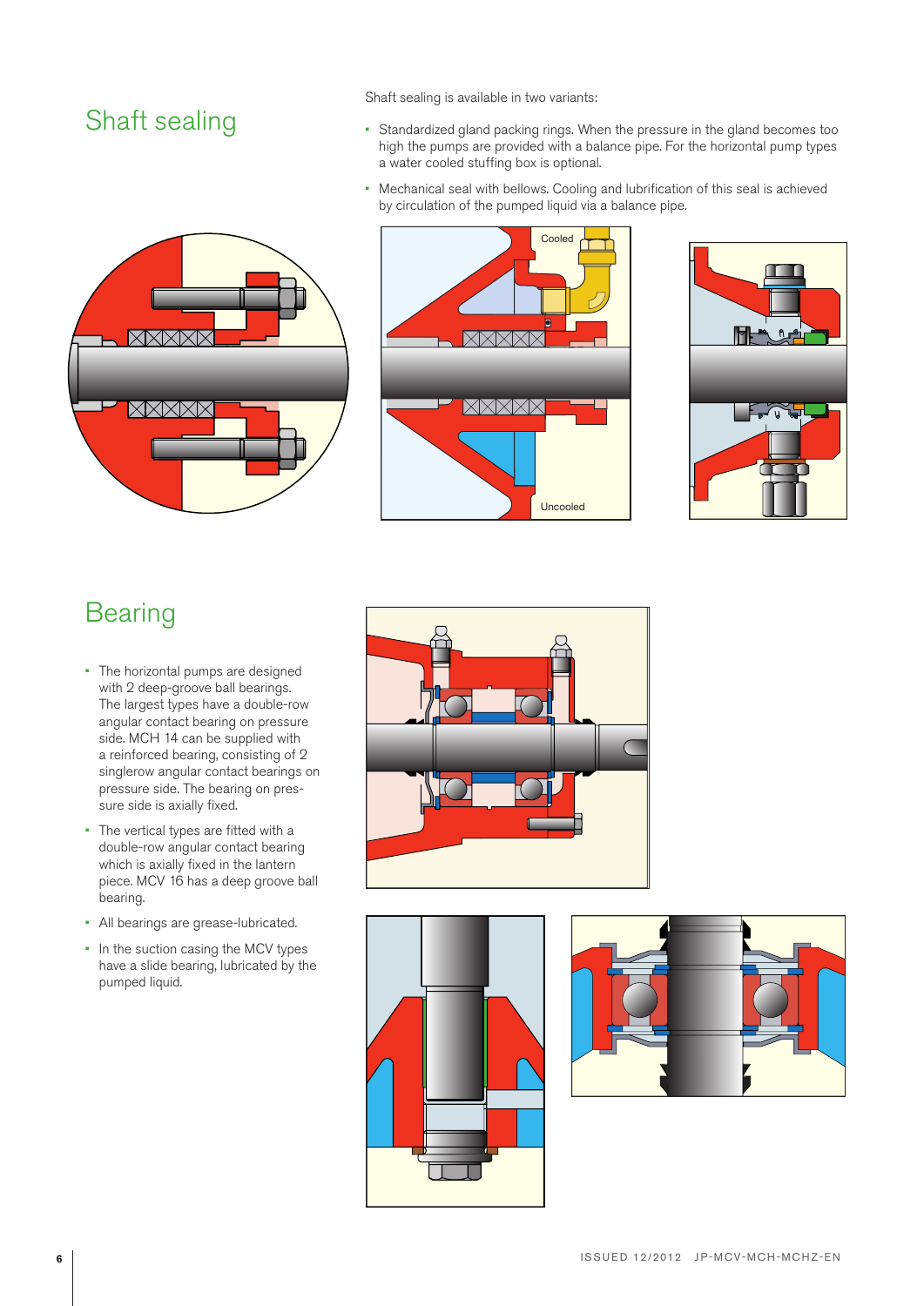## Shaft sealing

Shaft sealing is available in two variants:

- Standardized gland packing rings. When the pressure in the gland becomes too high the pumps are provided with a balance pipe. For the horizontal pump types a water cooled stuffing box is optional.
- Mechanical seal with bellows. Cooling and lubrification of this seal is achieved by circulation of the pumped liquid via a balance pipe.

Cooled

Uncooled

## Bearing

- The horizontal pumps are designed with 2 deep-groove ball bearings. The largest types have a double-row angular contact bearing on pressure side. MCH 14 can be supplied with a reinforced bearing, consisting of 2 singlerow angular contact bearings on pressure side. The bearing on pressure side is axially fixed.
- The vertical types are fitted with a double-row angular contact bearing which is axially fixed in the lantern piece. MCV 16 has a deep groove ball bearing.
- All bearings are grease-lubricated.
- In the suction casing the MCV types have a slide bearing, lubricated by the pumped liquid.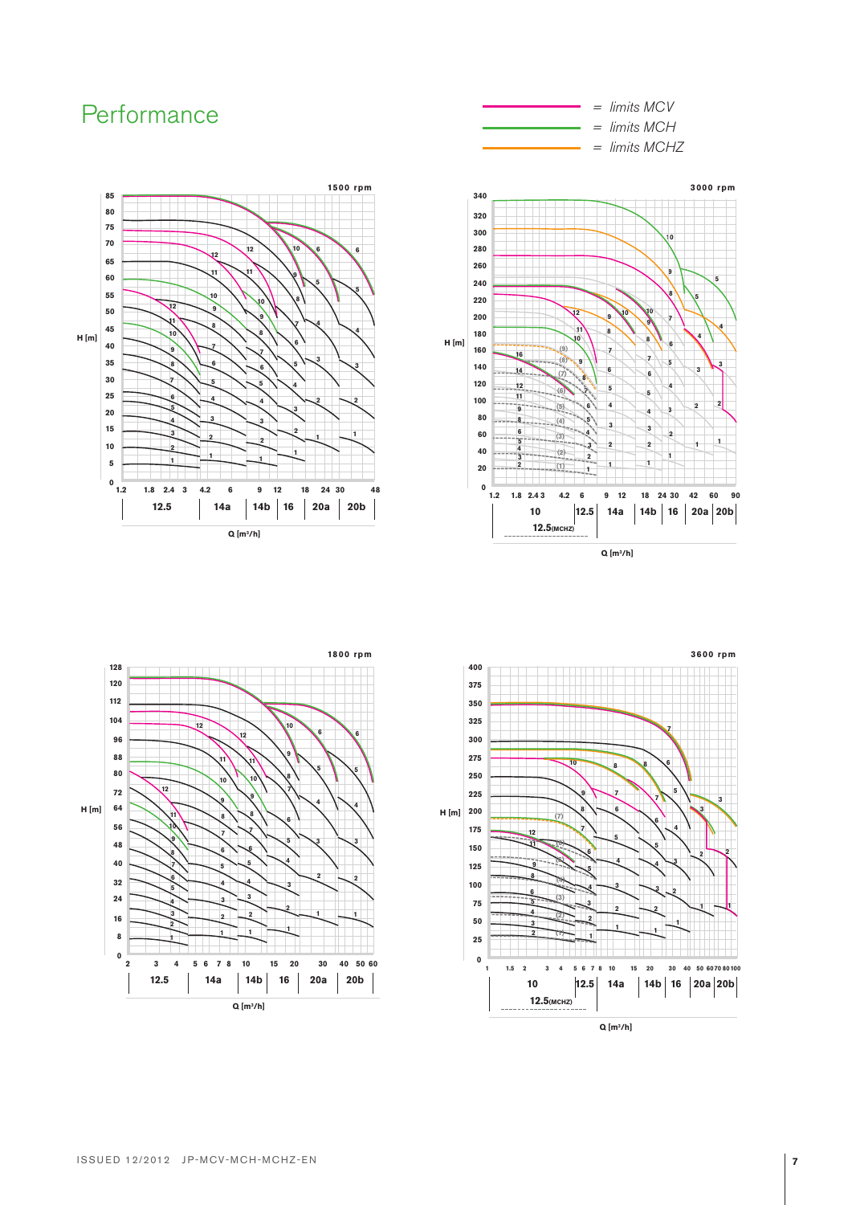# Performance

= *limits MCV*
= *limits MCH*
= *limits MCHZ*

1500 rpm

H [m]

Q [m³/h]

12.5 | 14a | 14b | 16 | 20a | 20b

3000 rpm

H [m]

Q [m³/h]

10 | 12.5 | 14a | 14b | 16 | 20a | 20b

12.5(MCHZ)

1800 rpm

H [m]

Q [m³/h]

12.5 | 14a | 14b | 16 | 20a | 20b

3600 rpm

H [m]

Q [m³/h]

10 | 12.5 | 14a | 14b | 16 | 20a | 20b

12.5(MCHZ)

ISSUED 12/2012 JP-MCV-MCH-MCHZ-EN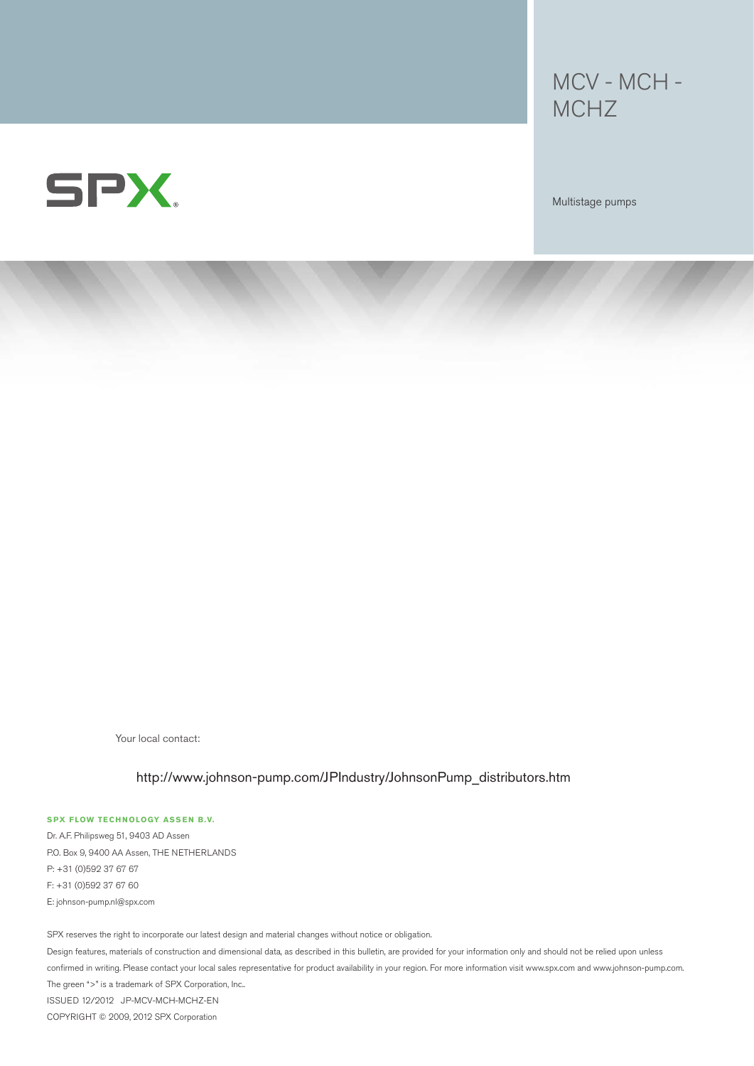# MCV - MCH - MCHZ

Multistage pumps

Your local contact:

http://www.johnson-pump.com/JPIndustry/JohnsonPump_distributors.htm

**SPX FLOW TECHNOLOGY ASSEN B.V.**

Dr. A.F. Philipsweg 51, 9403 AD Assen
P.O. Box 9, 9400 AA Assen, THE NETHERLANDS
P: +31 (0)592 37 67 67
F: +31 (0)592 37 67 60
E: johnson-pump.nl@spx.com

SPX reserves the right to incorporate our latest design and material changes without notice or obligation.

Design features, materials of construction and dimensional data, as described in this bulletin, are provided for your information only and should not be relied upon unless confirmed in writing. Please contact your local sales representative for product availability in your region. For more information visit www.spx.com and www.johnson-pump.com.

The green ">" is a trademark of SPX Corporation, Inc..

ISSUED 12/2012 JP-MCV-MCH-MCHZ-EN

COPYRIGHT © 2009, 2012 SPX Corporation